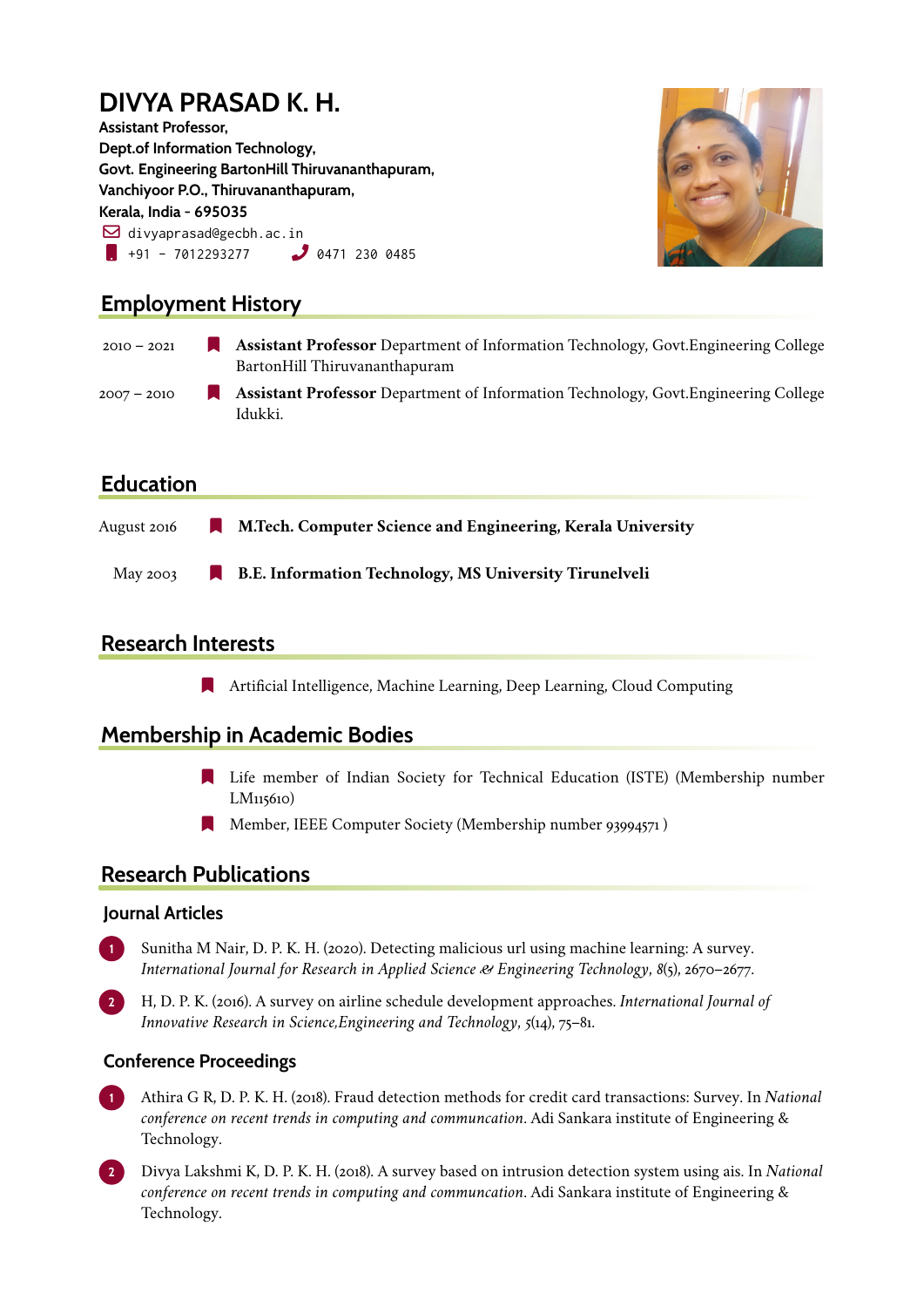# DIVYA PRASAD K. H.

**Assistant Professor,**
**Dept.of Information Technology,**
**Govt. Engineering BartonHill Thiruvananthapuram,**
**Vanchiyoor P.O., Thiruvananthapuram,**
**Kerala, India - 695035**

divyaprasad@gecbh.ac.in
+91 - 7012293277    0471 230 0485

## Employment History

2010 – 2021 — **Assistant Professor** Department of Information Technology, Govt.Engineering College BartonHill Thiruvananthapuram

2007 – 2010 — **Assistant Professor** Department of Information Technology, Govt.Engineering College Idukki.

## Education

August 2016 — **M.Tech. Computer Science and Engineering, Kerala University**

May 2003 — **B.E. Information Technology, MS University Tirunelveli**

## Research Interests

- Artificial Intelligence, Machine Learning, Deep Learning, Cloud Computing

## Membership in Academic Bodies

- Life member of Indian Society for Technical Education (ISTE) (Membership number LM115610)
- Member, IEEE Computer Society (Membership number 93994571 )

## Research Publications

### Journal Articles

1. Sunitha M Nair, D. P. K. H. (2020). Detecting malicious url using machine learning: A survey. *International Journal for Research in Applied Science & Engineering Technology*, *8*(5), 2670–2677.
2. H, D. P. K. (2016). A survey on airline schedule development approaches. *International Journal of Innovative Research in Science,Engineering and Technology*, *5*(14), 75–81.

### Conference Proceedings

1. Athira G R, D. P. K. H. (2018). Fraud detection methods for credit card transactions: Survey. In *National conference on recent trends in computing and communcation*. Adi Sankara institute of Engineering & Technology.
2. Divya Lakshmi K, D. P. K. H. (2018). A survey based on intrusion detection system using ais. In *National conference on recent trends in computing and communcation*. Adi Sankara institute of Engineering & Technology.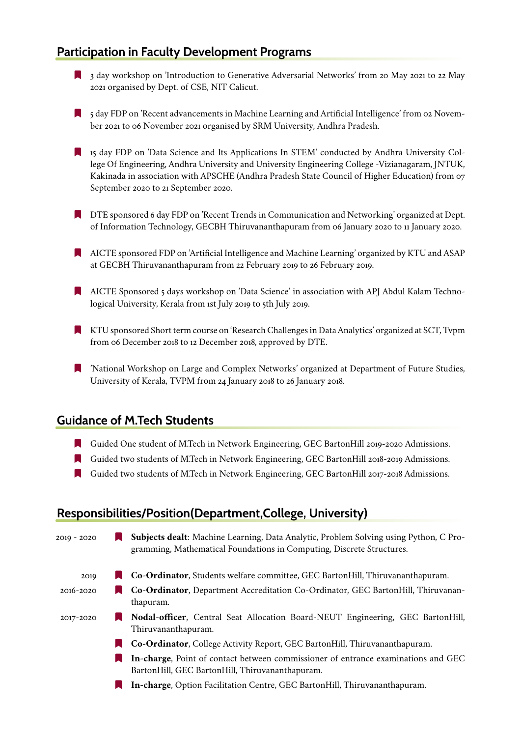## Participation in Faculty Development Programs

- 3 day workshop on 'Introduction to Generative Adversarial Networks' from 20 May 2021 to 22 May 2021 organised by Dept. of CSE, NIT Calicut.
- 5 day FDP on 'Recent advancements in Machine Learning and Artificial Intelligence' from 02 November 2021 to 06 November 2021 organised by SRM University, Andhra Pradesh.
- 15 day FDP on 'Data Science and Its Applications In STEM' conducted by Andhra University College Of Engineering, Andhra University and University Engineering College -Vizianagaram, JNTUK, Kakinada in association with APSCHE (Andhra Pradesh State Council of Higher Education) from 07 September 2020 to 21 September 2020.
- DTE sponsored 6 day FDP on 'Recent Trends in Communication and Networking' organized at Dept. of Information Technology, GECBH Thiruvananthapuram from 06 January 2020 to 11 January 2020.
- AICTE sponsored FDP on 'Artificial Intelligence and Machine Learning' organized by KTU and ASAP at GECBH Thiruvananthapuram from 22 February 2019 to 26 February 2019.
- AICTE Sponsored 5 days workshop on 'Data Science' in association with APJ Abdul Kalam Technological University, Kerala from 1st July 2019 to 5th July 2019.
- KTU sponsored Short term course on 'Research Challenges in Data Analytics' organized at SCT, Tvpm from 06 December 2018 to 12 December 2018, approved by DTE.
- 'National Workshop on Large and Complex Networks' organized at Department of Future Studies, University of Kerala, TVPM from 24 January 2018 to 26 January 2018.

## Guidance of M.Tech Students

- Guided One student of M.Tech in Network Engineering, GEC BartonHill 2019-2020 Admissions.
- Guided two students of M.Tech in Network Engineering, GEC BartonHill 2018-2019 Admissions.
- Guided two students of M.Tech in Network Engineering, GEC BartonHill 2017-2018 Admissions.

## Responsibilities/Position(Department,College, University)

- 2019 - 2020 — **Subjects dealt**: Machine Learning, Data Analytic, Problem Solving using Python, C Programming, Mathematical Foundations in Computing, Discrete Structures.
- 2019 — **Co-Ordinator**, Students welfare committee, GEC BartonHill, Thiruvananthapuram.
- 2016-2020 — **Co-Ordinator**, Department Accreditation Co-Ordinator, GEC BartonHill, Thiruvananthapuram.
- 2017-2020 — **Nodal-officer**, Central Seat Allocation Board-NEUT Engineering, GEC BartonHill, Thiruvananthapuram.
- **Co-Ordinator**, College Activity Report, GEC BartonHill, Thiruvananthapuram.
- **In-charge**, Point of contact between commissioner of entrance examinations and GEC BartonHill, GEC BartonHill, Thiruvananthapuram.
- **In-charge**, Option Facilitation Centre, GEC BartonHill, Thiruvananthapuram.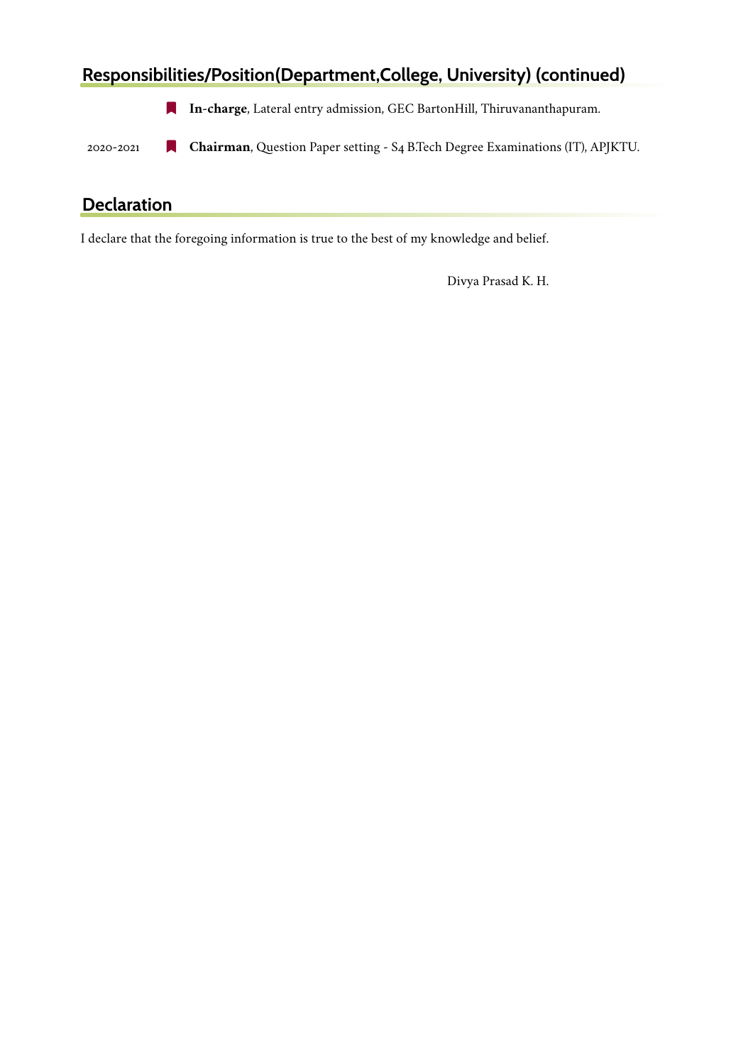## Responsibilities/Position(Department,College, University) (continued)

- **In-charge**, Lateral entry admission, GEC BartonHill, Thiruvananthapuram.

2020-2021
- **Chairman**, Question Paper setting - S4 B.Tech Degree Examinations (IT), APJKTU.

## Declaration

I declare that the foregoing information is true to the best of my knowledge and belief.

Divya Prasad K. H.